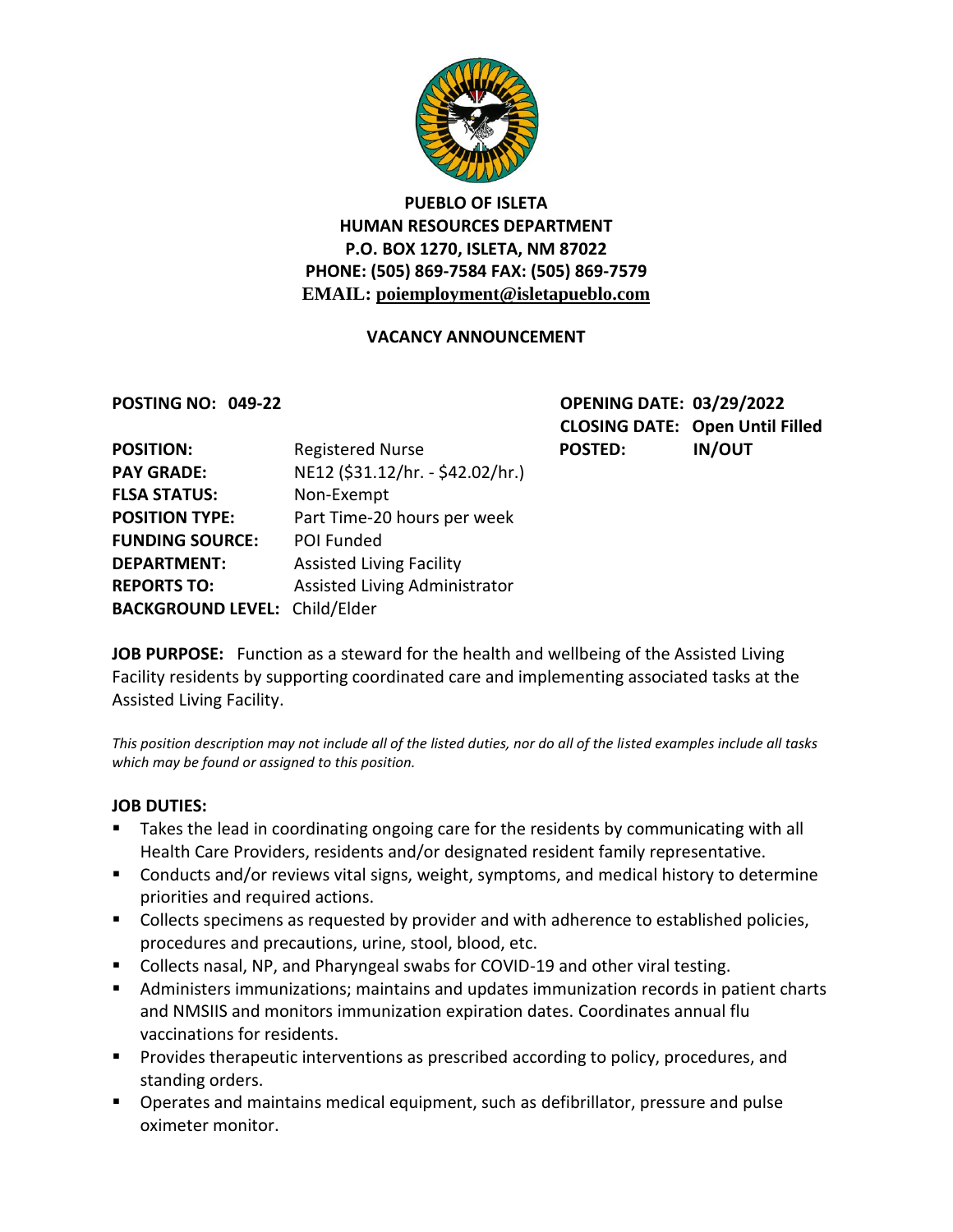**PUEBLO OF ISLETA**
**HUMAN RESOURCES DEPARTMENT**
**P.O. BOX 1270, ISLETA, NM 87022**
**PHONE: (505) 869-7584 FAX: (505) 869-7579**
**EMAIL: poiemployment@isletapueblo.com**

## VACANCY ANNOUNCEMENT

**POSTING NO: 049-22**

**OPENING DATE:** 03/29/2022
**CLOSING DATE:** Open Until Filled
**POSTED:** IN/OUT

| | |
|---|---|
| **POSITION:** | Registered Nurse |
| **PAY GRADE:** | NE12 ($31.12/hr. - $42.02/hr.) |
| **FLSA STATUS:** | Non-Exempt |
| **POSITION TYPE:** | Part Time-20 hours per week |
| **FUNDING SOURCE:** | POI Funded |
| **DEPARTMENT:** | Assisted Living Facility |
| **REPORTS TO:** | Assisted Living Administrator |
| **BACKGROUND LEVEL:** | Child/Elder |

**JOB PURPOSE:** Function as a steward for the health and wellbeing of the Assisted Living Facility residents by supporting coordinated care and implementing associated tasks at the Assisted Living Facility.

*This position description may not include all of the listed duties, nor do all of the listed examples include all tasks which may be found or assigned to this position.*

**JOB DUTIES:**

- Takes the lead in coordinating ongoing care for the residents by communicating with all Health Care Providers, residents and/or designated resident family representative.
- Conducts and/or reviews vital signs, weight, symptoms, and medical history to determine priorities and required actions.
- Collects specimens as requested by provider and with adherence to established policies, procedures and precautions, urine, stool, blood, etc.
- Collects nasal, NP, and Pharyngeal swabs for COVID-19 and other viral testing.
- Administers immunizations; maintains and updates immunization records in patient charts and NMSIIS and monitors immunization expiration dates. Coordinates annual flu vaccinations for residents.
- Provides therapeutic interventions as prescribed according to policy, procedures, and standing orders.
- Operates and maintains medical equipment, such as defibrillator, pressure and pulse oximeter monitor.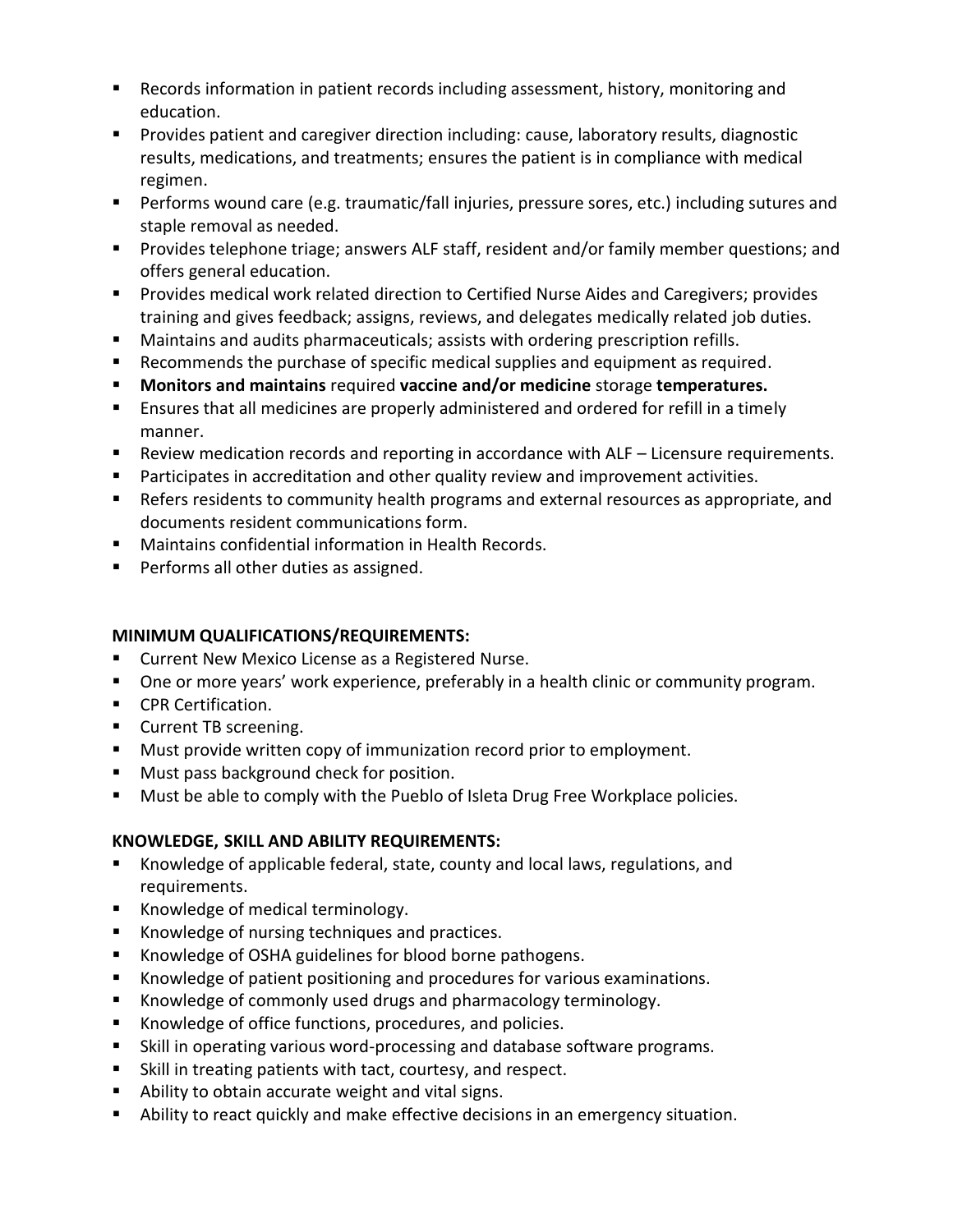- Records information in patient records including assessment, history, monitoring and education.
- Provides patient and caregiver direction including: cause, laboratory results, diagnostic results, medications, and treatments; ensures the patient is in compliance with medical regimen.
- Performs wound care (e.g. traumatic/fall injuries, pressure sores, etc.) including sutures and staple removal as needed.
- Provides telephone triage; answers ALF staff, resident and/or family member questions; and offers general education.
- Provides medical work related direction to Certified Nurse Aides and Caregivers; provides training and gives feedback; assigns, reviews, and delegates medically related job duties.
- Maintains and audits pharmaceuticals; assists with ordering prescription refills.
- Recommends the purchase of specific medical supplies and equipment as required.
- **Monitors and maintains** required **vaccine and/or medicine** storage **temperatures.**
- Ensures that all medicines are properly administered and ordered for refill in a timely manner.
- Review medication records and reporting in accordance with ALF – Licensure requirements.
- Participates in accreditation and other quality review and improvement activities.
- Refers residents to community health programs and external resources as appropriate, and documents resident communications form.
- Maintains confidential information in Health Records.
- Performs all other duties as assigned.

**MINIMUM QUALIFICATIONS/REQUIREMENTS:**

- Current New Mexico License as a Registered Nurse.
- One or more years' work experience, preferably in a health clinic or community program.
- CPR Certification.
- Current TB screening.
- Must provide written copy of immunization record prior to employment.
- Must pass background check for position.
- Must be able to comply with the Pueblo of Isleta Drug Free Workplace policies.

**KNOWLEDGE, SKILL AND ABILITY REQUIREMENTS:**

- Knowledge of applicable federal, state, county and local laws, regulations, and requirements.
- Knowledge of medical terminology.
- Knowledge of nursing techniques and practices.
- Knowledge of OSHA guidelines for blood borne pathogens.
- Knowledge of patient positioning and procedures for various examinations.
- Knowledge of commonly used drugs and pharmacology terminology.
- Knowledge of office functions, procedures, and policies.
- Skill in operating various word-processing and database software programs.
- Skill in treating patients with tact, courtesy, and respect.
- Ability to obtain accurate weight and vital signs.
- Ability to react quickly and make effective decisions in an emergency situation.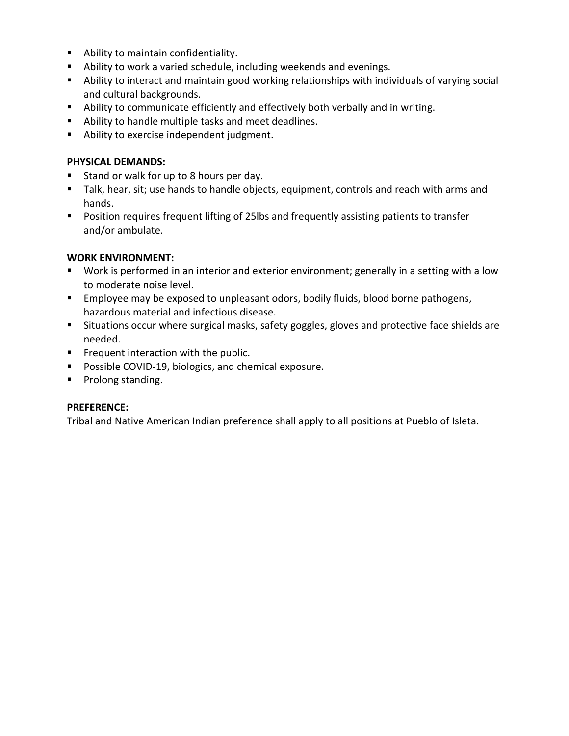- Ability to maintain confidentiality.
- Ability to work a varied schedule, including weekends and evenings.
- Ability to interact and maintain good working relationships with individuals of varying social and cultural backgrounds.
- Ability to communicate efficiently and effectively both verbally and in writing.
- Ability to handle multiple tasks and meet deadlines.
- Ability to exercise independent judgment.

**PHYSICAL DEMANDS:**

- Stand or walk for up to 8 hours per day.
- Talk, hear, sit; use hands to handle objects, equipment, controls and reach with arms and hands.
- Position requires frequent lifting of 25lbs and frequently assisting patients to transfer and/or ambulate.

**WORK ENVIRONMENT:**

- Work is performed in an interior and exterior environment; generally in a setting with a low to moderate noise level.
- Employee may be exposed to unpleasant odors, bodily fluids, blood borne pathogens, hazardous material and infectious disease.
- Situations occur where surgical masks, safety goggles, gloves and protective face shields are needed.
- Frequent interaction with the public.
- Possible COVID-19, biologics, and chemical exposure.
- Prolong standing.

**PREFERENCE:**

Tribal and Native American Indian preference shall apply to all positions at Pueblo of Isleta.